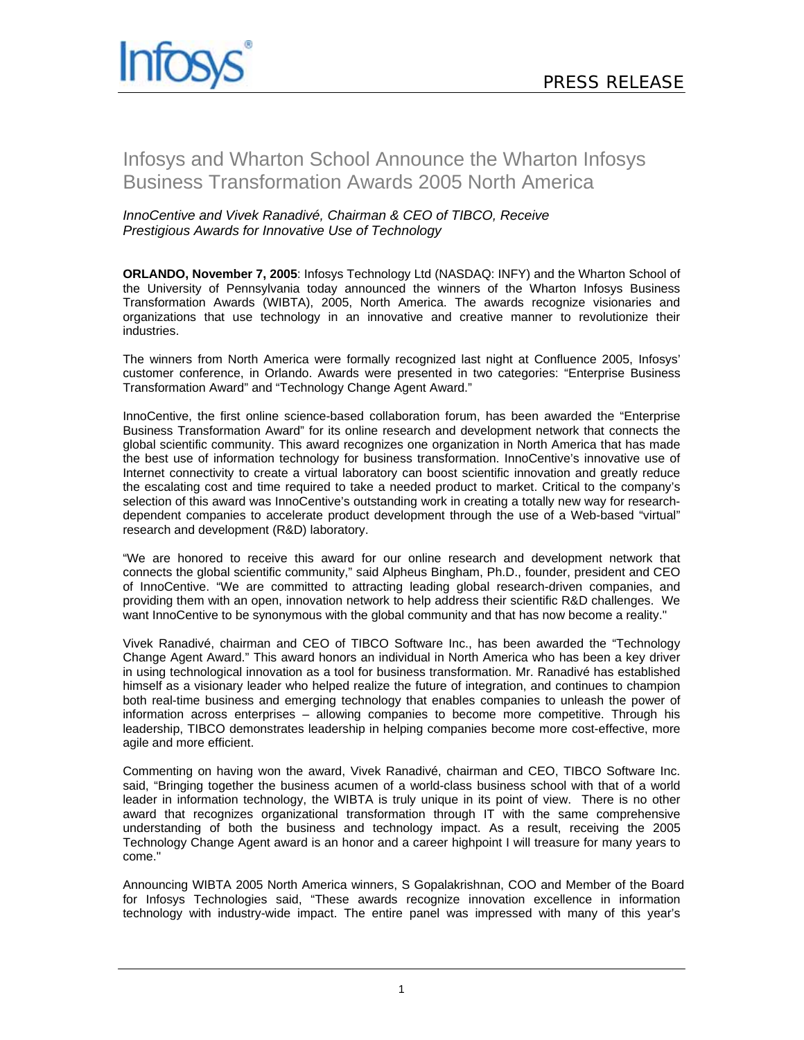# Infosys and Wharton School Announce the Wharton Infosys Business Transformation Awards 2005 North America

*InnoCentive and Vivek Ranadivé, Chairman & CEO of TIBCO, Receive Prestigious Awards for Innovative Use of Technology*

**ORLANDO, November 7, 2005**: Infosys Technology Ltd (NASDAQ: INFY) and the Wharton School of the University of Pennsylvania today announced the winners of the Wharton Infosys Business Transformation Awards (WIBTA), 2005, North America. The awards recognize visionaries and organizations that use technology in an innovative and creative manner to revolutionize their industries.

The winners from North America were formally recognized last night at Confluence 2005, Infosys' customer conference, in Orlando. Awards were presented in two categories: "Enterprise Business Transformation Award" and "Technology Change Agent Award."

InnoCentive, the first online science-based collaboration forum, has been awarded the "Enterprise Business Transformation Award" for its online research and development network that connects the global scientific community. This award recognizes one organization in North America that has made the best use of information technology for business transformation. InnoCentive's innovative use of Internet connectivity to create a virtual laboratory can boost scientific innovation and greatly reduce the escalating cost and time required to take a needed product to market. Critical to the company's selection of this award was InnoCentive's outstanding work in creating a totally new way for research-dependent companies to accelerate product development through the use of a Web-based "virtual" research and development (R&D) laboratory.

"We are honored to receive this award for our online research and development network that connects the global scientific community," said Alpheus Bingham, Ph.D., founder, president and CEO of InnoCentive. "We are committed to attracting leading global research-driven companies, and providing them with an open, innovation network to help address their scientific R&D challenges. We want InnoCentive to be synonymous with the global community and that has now become a reality."

Vivek Ranadivé, chairman and CEO of TIBCO Software Inc., has been awarded the "Technology Change Agent Award." This award honors an individual in North America who has been a key driver in using technological innovation as a tool for business transformation. Mr. Ranadivé has established himself as a visionary leader who helped realize the future of integration, and continues to champion both real-time business and emerging technology that enables companies to unleash the power of information across enterprises – allowing companies to become more competitive. Through his leadership, TIBCO demonstrates leadership in helping companies become more cost-effective, more agile and more efficient.

Commenting on having won the award, Vivek Ranadivé, chairman and CEO, TIBCO Software Inc. said, "Bringing together the business acumen of a world-class business school with that of a world leader in information technology, the WIBTA is truly unique in its point of view. There is no other award that recognizes organizational transformation through IT with the same comprehensive understanding of both the business and technology impact. As a result, receiving the 2005 Technology Change Agent award is an honor and a career highpoint I will treasure for many years to come."

Announcing WIBTA 2005 North America winners, S Gopalakrishnan, COO and Member of the Board for Infosys Technologies said, "These awards recognize innovation excellence in information technology with industry-wide impact. The entire panel was impressed with many of this year's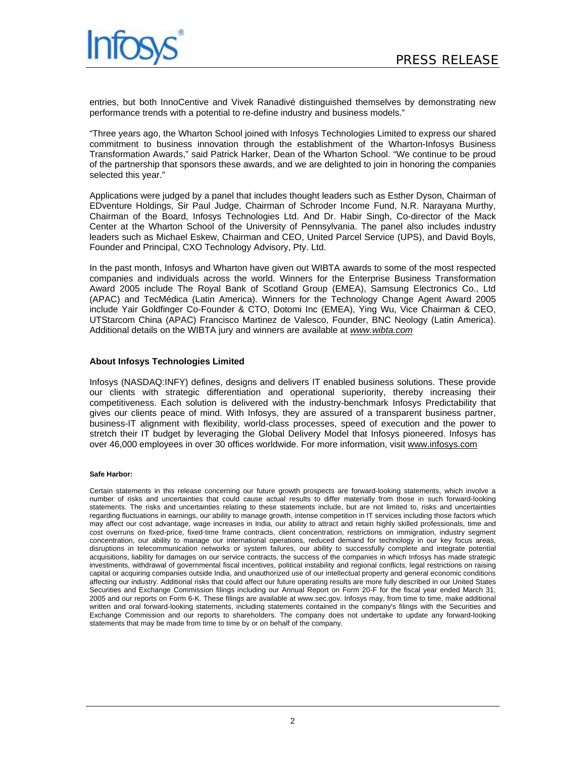entries, but both InnoCentive and Vivek Ranadivé distinguished themselves by demonstrating new performance trends with a potential to re-define industry and business models."

"Three years ago, the Wharton School joined with Infosys Technologies Limited to express our shared commitment to business innovation through the establishment of the Wharton-Infosys Business Transformation Awards," said Patrick Harker, Dean of the Wharton School. "We continue to be proud of the partnership that sponsors these awards, and we are delighted to join in honoring the companies selected this year."

Applications were judged by a panel that includes thought leaders such as Esther Dyson, Chairman of EDventure Holdings, Sir Paul Judge, Chairman of Schroder Income Fund, N.R. Narayana Murthy, Chairman of the Board, Infosys Technologies Ltd. And Dr. Habir Singh, Co-director of the Mack Center at the Wharton School of the University of Pennsylvania. The panel also includes industry leaders such as Michael Eskew, Chairman and CEO, United Parcel Service (UPS), and David Boyls, Founder and Principal, CXO Technology Advisory, Pty. Ltd.

In the past month, Infosys and Wharton have given out WIBTA awards to some of the most respected companies and individuals across the world. Winners for the Enterprise Business Transformation Award 2005 include The Royal Bank of Scotland Group (EMEA), Samsung Electronics Co., Ltd (APAC) and TecMédica (Latin America). Winners for the Technology Change Agent Award 2005 include Yair Goldfinger Co-Founder & CTO, Dotomi Inc (EMEA), Ying Wu, Vice Chairman & CEO, UTStarcom China (APAC) Francisco Martinez de Valesco, Founder, BNC Neology (Latin America). Additional details on the WIBTA jury and winners are available at *www.wibta.com*

**About Infosys Technologies Limited**

Infosys (NASDAQ:INFY) defines, designs and delivers IT enabled business solutions. These provide our clients with strategic differentiation and operational superiority, thereby increasing their competitiveness. Each solution is delivered with the industry-benchmark Infosys Predictability that gives our clients peace of mind. With Infosys, they are assured of a transparent business partner, business-IT alignment with flexibility, world-class processes, speed of execution and the power to stretch their IT budget by leveraging the Global Delivery Model that Infosys pioneered. Infosys has over 46,000 employees in over 30 offices worldwide. For more information, visit www.infosys.com

**Safe Harbor:**

Certain statements in this release concerning our future growth prospects are forward-looking statements, which involve a number of risks and uncertainties that could cause actual results to differ materially from those in such forward-looking statements. The risks and uncertainties relating to these statements include, but are not limited to, risks and uncertainties regarding fluctuations in earnings, our ability to manage growth, intense competition in IT services including those factors which may affect our cost advantage, wage increases in India, our ability to attract and retain highly skilled professionals, time and cost overruns on fixed-price, fixed-time frame contracts, client concentration, restrictions on immigration, industry segment concentration, our ability to manage our international operations, reduced demand for technology in our key focus areas, disruptions in telecommunication networks or system failures, our ability to successfully complete and integrate potential acquisitions, liability for damages on our service contracts, the success of the companies in which Infosys has made strategic investments, withdrawal of governmental fiscal incentives, political instability and regional conflicts, legal restrictions on raising capital or acquiring companies outside India, and unauthorized use of our intellectual property and general economic conditions affecting our industry. Additional risks that could affect our future operating results are more fully described in our United States Securities and Exchange Commission filings including our Annual Report on Form 20-F for the fiscal year ended March 31, 2005 and our reports on Form 6-K. These filings are available at www.sec.gov. Infosys may, from time to time, make additional written and oral forward-looking statements, including statements contained in the company's filings with the Securities and Exchange Commission and our reports to shareholders. The company does not undertake to update any forward-looking statements that may be made from time to time by or on behalf of the company.